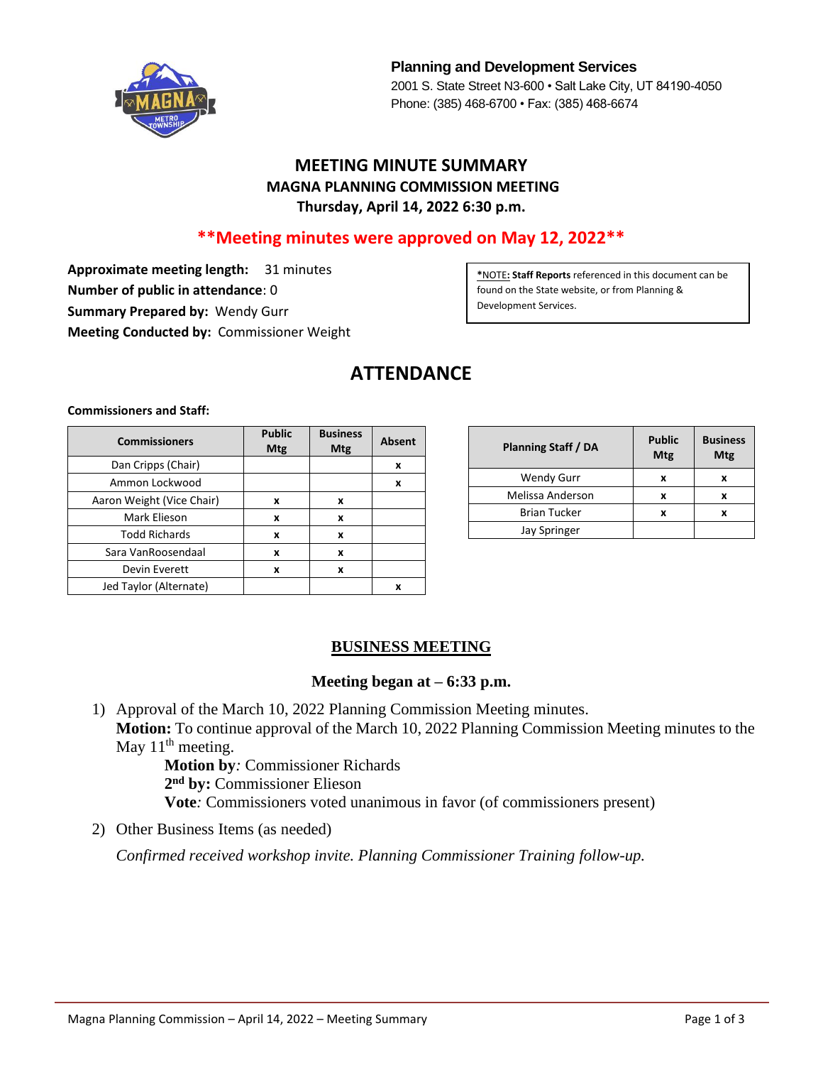**Planning and Development Services**
2001 S. State Street N3-600 • Salt Lake City, UT 84190-4050
Phone: (385) 468-6700 • Fax: (385) 468-6674

# MEETING MINUTE SUMMARY
## MAGNA PLANNING COMMISSION MEETING
### Thursday, April 14, 2022 6:30 p.m.

**\*\*Meeting minutes were approved on May 12, 2022\*\***

**Approximate meeting length:** 31 minutes
**Number of public in attendance**: 0
**Summary Prepared by:** Wendy Gurr
**Meeting Conducted by:** Commissioner Weight

*NOTE: **Staff Reports** referenced in this document can be found on the State website, or from Planning & Development Services.

## ATTENDANCE

**Commissioners and Staff:**

| Commissioners | Public Mtg | Business Mtg | Absent |
|---|---|---|---|
| Dan Cripps (Chair) | | | x |
| Ammon Lockwood | | | x |
| Aaron Weight (Vice Chair) | x | x | |
| Mark Elieson | x | x | |
| Todd Richards | x | x | |
| Sara VanRoosendaal | x | x | |
| Devin Everett | x | x | |
| Jed Taylor (Alternate) | | | x |

| Planning Staff / DA | Public Mtg | Business Mtg |
|---|---|---|
| Wendy Gurr | x | x |
| Melissa Anderson | x | x |
| Brian Tucker | x | x |
| Jay Springer | | |

## BUSINESS MEETING

**Meeting began at – 6:33 p.m.**

1) Approval of the March 10, 2022 Planning Commission Meeting minutes.
   **Motion:** To continue approval of the March 10, 2022 Planning Commission Meeting minutes to the May 11th meeting.
   **Motion by**: Commissioner Richards
   **2nd by:** Commissioner Elieson
   **Vote**: Commissioners voted unanimous in favor (of commissioners present)

2) Other Business Items (as needed)
   *Confirmed received workshop invite. Planning Commissioner Training follow-up.*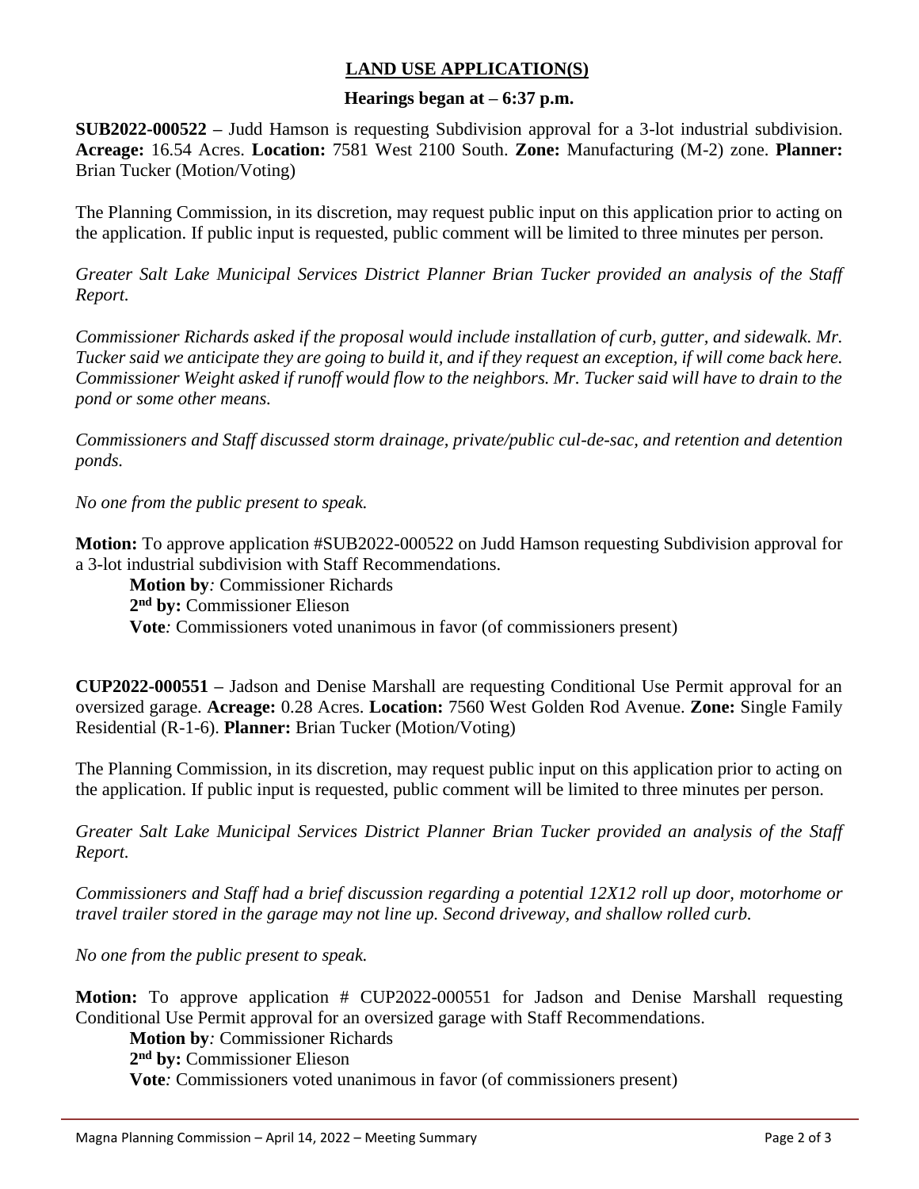## LAND USE APPLICATION(S)

**Hearings began at – 6:37 p.m.**

**SUB2022-000522 –** Judd Hamson is requesting Subdivision approval for a 3-lot industrial subdivision. **Acreage:** 16.54 Acres. **Location:** 7581 West 2100 South. **Zone:** Manufacturing (M-2) zone. **Planner:** Brian Tucker (Motion/Voting)

The Planning Commission, in its discretion, may request public input on this application prior to acting on the application. If public input is requested, public comment will be limited to three minutes per person.

*Greater Salt Lake Municipal Services District Planner Brian Tucker provided an analysis of the Staff Report.*

*Commissioner Richards asked if the proposal would include installation of curb, gutter, and sidewalk. Mr. Tucker said we anticipate they are going to build it, and if they request an exception, if will come back here. Commissioner Weight asked if runoff would flow to the neighbors. Mr. Tucker said will have to drain to the pond or some other means.*

*Commissioners and Staff discussed storm drainage, private/public cul-de-sac, and retention and detention ponds.*

*No one from the public present to speak.*

**Motion:** To approve application #SUB2022-000522 on Judd Hamson requesting Subdivision approval for a 3-lot industrial subdivision with Staff Recommendations.

**Motion by***:* Commissioner Richards
**2nd by:** Commissioner Elieson
**Vote***:* Commissioners voted unanimous in favor (of commissioners present)

**CUP2022-000551 –** Jadson and Denise Marshall are requesting Conditional Use Permit approval for an oversized garage. **Acreage:** 0.28 Acres. **Location:** 7560 West Golden Rod Avenue. **Zone:** Single Family Residential (R-1-6). **Planner:** Brian Tucker (Motion/Voting)

The Planning Commission, in its discretion, may request public input on this application prior to acting on the application. If public input is requested, public comment will be limited to three minutes per person.

*Greater Salt Lake Municipal Services District Planner Brian Tucker provided an analysis of the Staff Report.*

*Commissioners and Staff had a brief discussion regarding a potential 12X12 roll up door, motorhome or travel trailer stored in the garage may not line up. Second driveway, and shallow rolled curb.*

*No one from the public present to speak.*

**Motion:** To approve application # CUP2022-000551 for Jadson and Denise Marshall requesting Conditional Use Permit approval for an oversized garage with Staff Recommendations.

**Motion by***:* Commissioner Richards
**2nd by:** Commissioner Elieson
**Vote***:* Commissioners voted unanimous in favor (of commissioners present)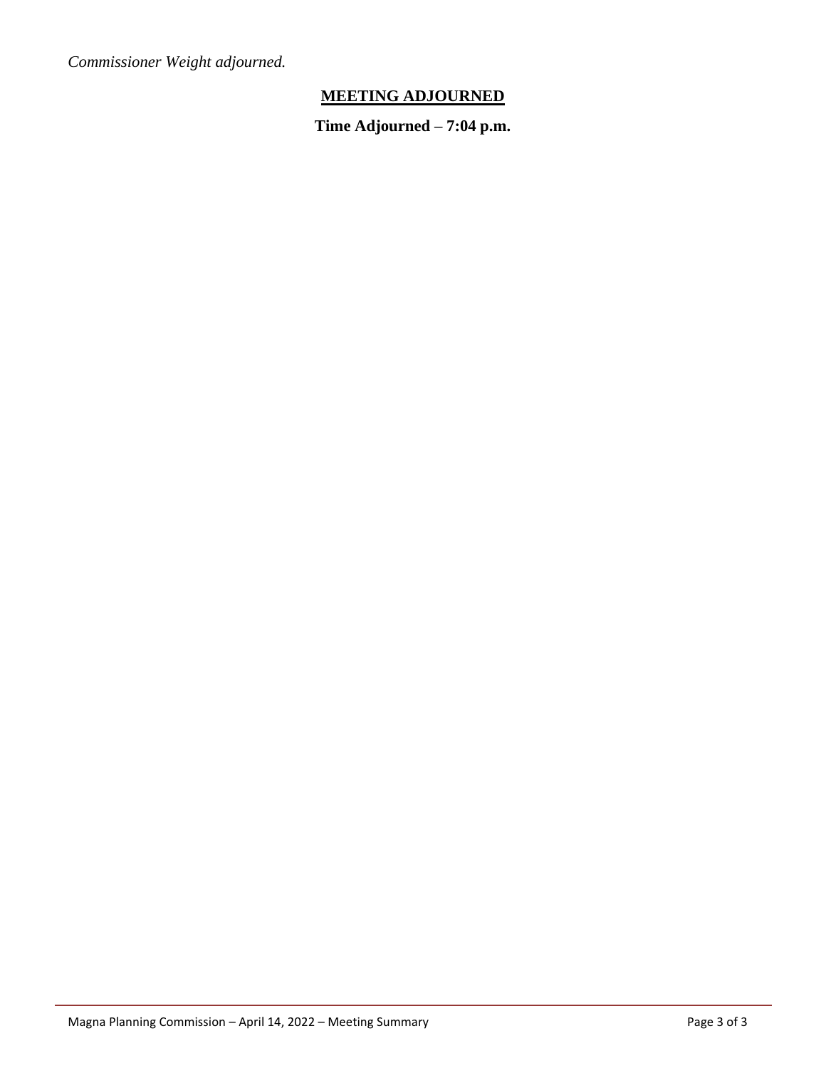*Commissioner Weight adjourned.*

## MEETING ADJOURNED

**Time Adjourned – 7:04 p.m.**